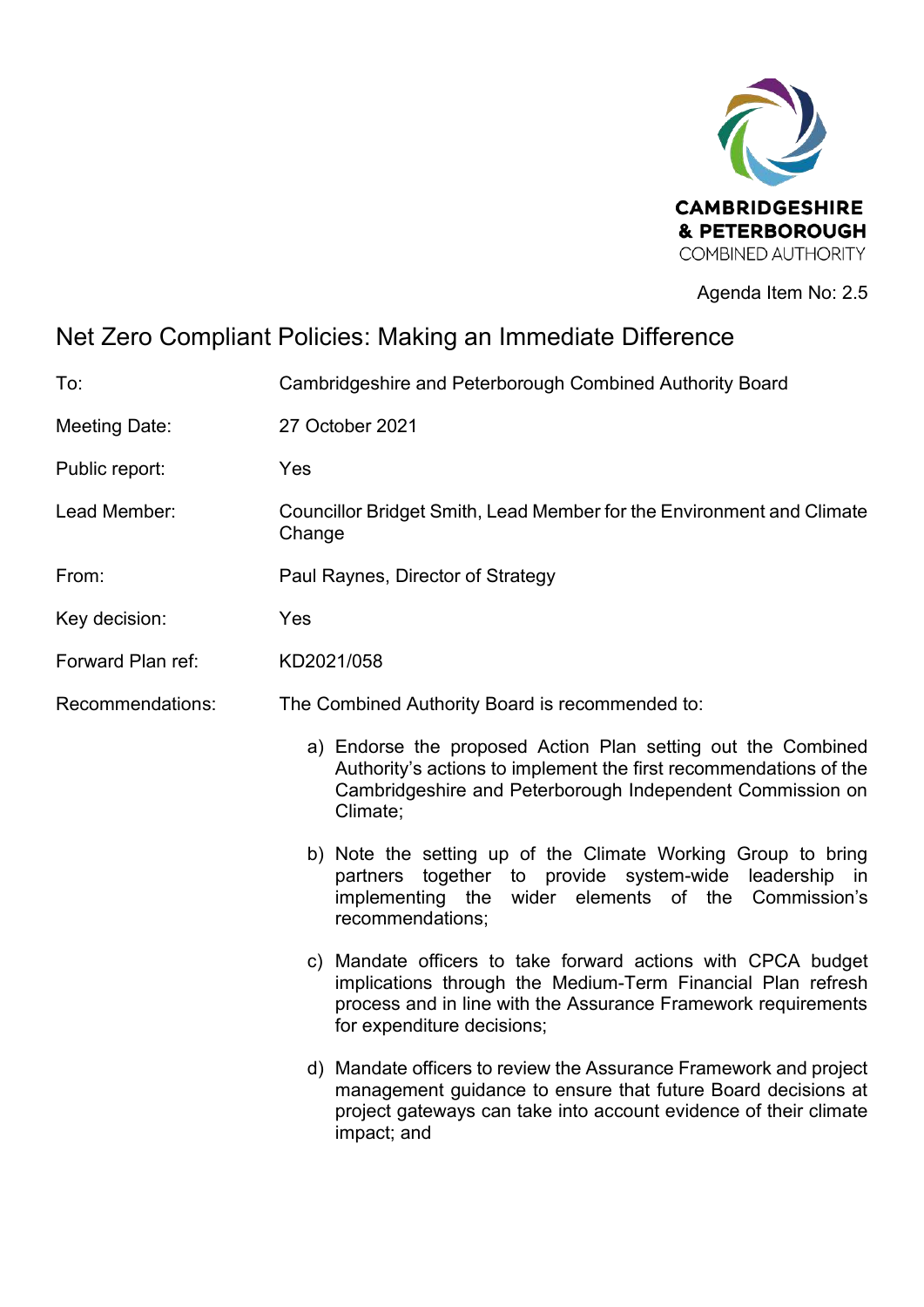CAMBRIDGESHIRE & PETERBOROUGH COMBINED AUTHORITY

Agenda Item No: 2.5

# Net Zero Compliant Policies: Making an Immediate Difference

| | |
|---|---|
| To: | Cambridgeshire and Peterborough Combined Authority Board |
| Meeting Date: | 27 October 2021 |
| Public report: | Yes |
| Lead Member: | Councillor Bridget Smith, Lead Member for the Environment and Climate Change |
| From: | Paul Raynes, Director of Strategy |
| Key decision: | Yes |
| Forward Plan ref: | KD2021/058 |
| Recommendations: | The Combined Authority Board is recommended to: |

a) Endorse the proposed Action Plan setting out the Combined Authority's actions to implement the first recommendations of the Cambridgeshire and Peterborough Independent Commission on Climate;

b) Note the setting up of the Climate Working Group to bring partners together to provide system-wide leadership in implementing the wider elements of the Commission's recommendations;

c) Mandate officers to take forward actions with CPCA budget implications through the Medium-Term Financial Plan refresh process and in line with the Assurance Framework requirements for expenditure decisions;

d) Mandate officers to review the Assurance Framework and project management guidance to ensure that future Board decisions at project gateways can take into account evidence of their climate impact; and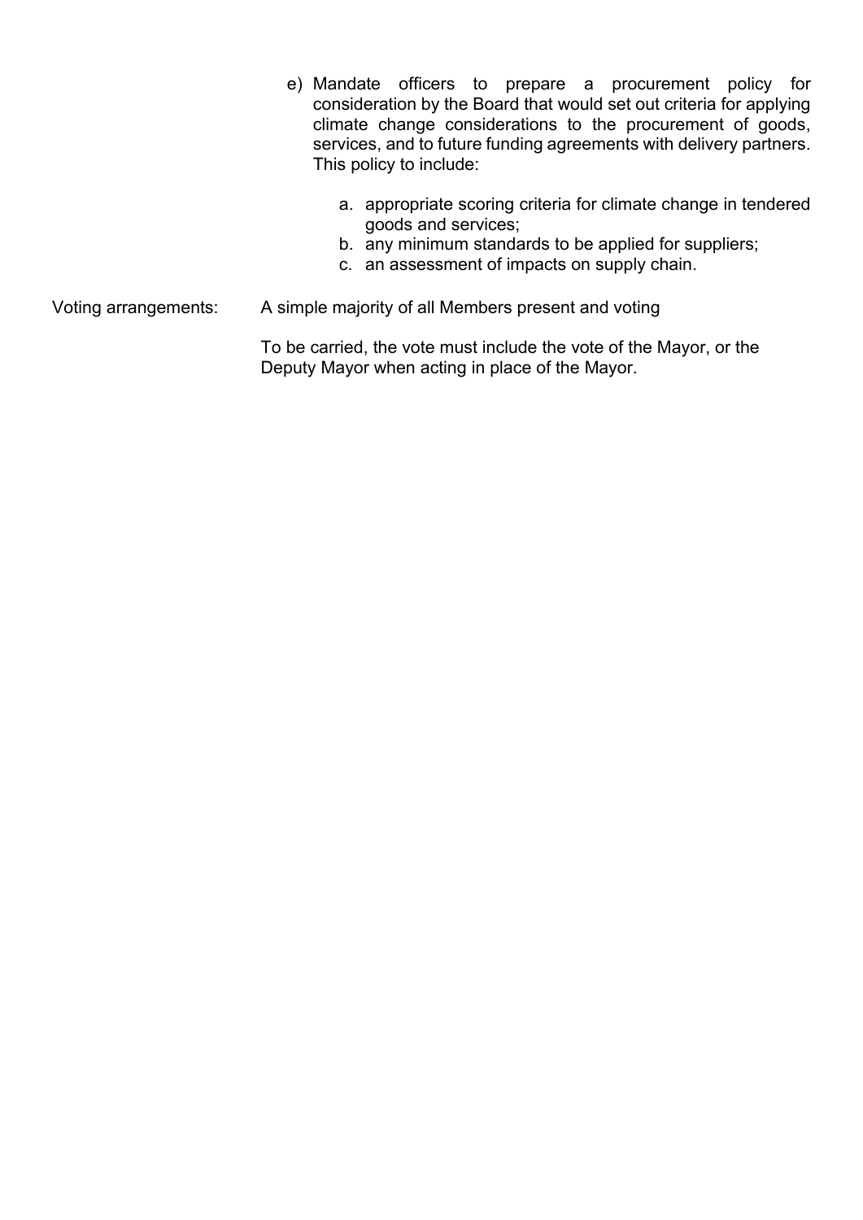e) Mandate officers to prepare a procurement policy for consideration by the Board that would set out criteria for applying climate change considerations to the procurement of goods, services, and to future funding agreements with delivery partners. This policy to include:

   a. appropriate scoring criteria for climate change in tendered goods and services;
   b. any minimum standards to be applied for suppliers;
   c. an assessment of impacts on supply chain.

Voting arrangements: A simple majority of all Members present and voting

To be carried, the vote must include the vote of the Mayor, or the Deputy Mayor when acting in place of the Mayor.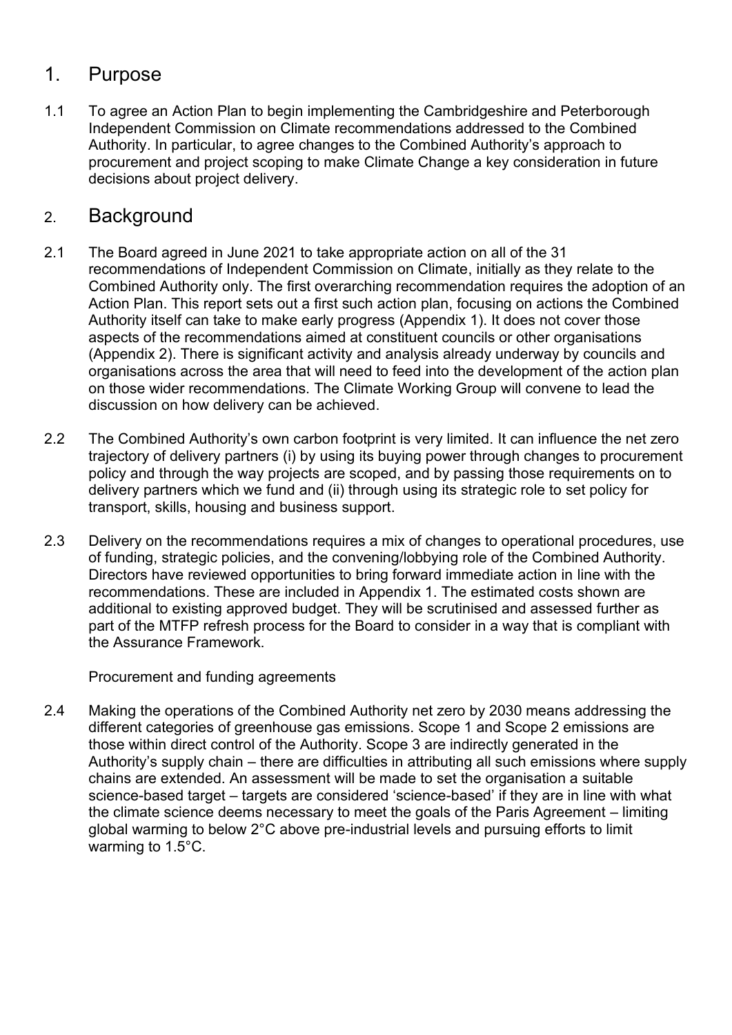## 1. Purpose

1.1 To agree an Action Plan to begin implementing the Cambridgeshire and Peterborough Independent Commission on Climate recommendations addressed to the Combined Authority. In particular, to agree changes to the Combined Authority's approach to procurement and project scoping to make Climate Change a key consideration in future decisions about project delivery.

## 2. Background

2.1 The Board agreed in June 2021 to take appropriate action on all of the 31 recommendations of Independent Commission on Climate, initially as they relate to the Combined Authority only. The first overarching recommendation requires the adoption of an Action Plan. This report sets out a first such action plan, focusing on actions the Combined Authority itself can take to make early progress (Appendix 1). It does not cover those aspects of the recommendations aimed at constituent councils or other organisations (Appendix 2). There is significant activity and analysis already underway by councils and organisations across the area that will need to feed into the development of the action plan on those wider recommendations. The Climate Working Group will convene to lead the discussion on how delivery can be achieved.

2.2 The Combined Authority's own carbon footprint is very limited. It can influence the net zero trajectory of delivery partners (i) by using its buying power through changes to procurement policy and through the way projects are scoped, and by passing those requirements on to delivery partners which we fund and (ii) through using its strategic role to set policy for transport, skills, housing and business support.

2.3 Delivery on the recommendations requires a mix of changes to operational procedures, use of funding, strategic policies, and the convening/lobbying role of the Combined Authority. Directors have reviewed opportunities to bring forward immediate action in line with the recommendations. These are included in Appendix 1. The estimated costs shown are additional to existing approved budget. They will be scrutinised and assessed further as part of the MTFP refresh process for the Board to consider in a way that is compliant with the Assurance Framework.

Procurement and funding agreements

2.4 Making the operations of the Combined Authority net zero by 2030 means addressing the different categories of greenhouse gas emissions. Scope 1 and Scope 2 emissions are those within direct control of the Authority. Scope 3 are indirectly generated in the Authority's supply chain – there are difficulties in attributing all such emissions where supply chains are extended. An assessment will be made to set the organisation a suitable science-based target – targets are considered 'science-based' if they are in line with what the climate science deems necessary to meet the goals of the Paris Agreement – limiting global warming to below 2°C above pre-industrial levels and pursuing efforts to limit warming to 1.5°C.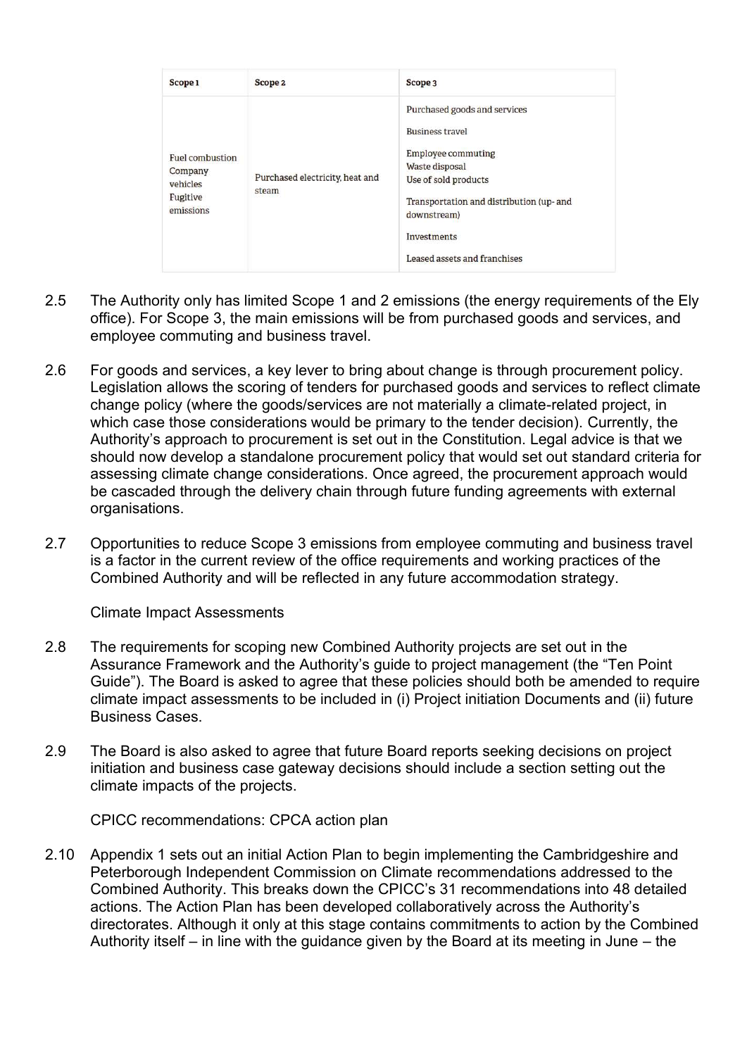| Scope 1 | Scope 2 | Scope 3 |
|---|---|---|
| Fuel combustion<br>Company vehicles<br>Fugitive emissions | Purchased electricity, heat and steam | Purchased goods and services<br>Business travel<br>Employee commuting<br>Waste disposal<br>Use of sold products<br>Transportation and distribution (up- and downstream)<br>Investments<br>Leased assets and franchises |

2.5 The Authority only has limited Scope 1 and 2 emissions (the energy requirements of the Ely office). For Scope 3, the main emissions will be from purchased goods and services, and employee commuting and business travel.

2.6 For goods and services, a key lever to bring about change is through procurement policy. Legislation allows the scoring of tenders for purchased goods and services to reflect climate change policy (where the goods/services are not materially a climate-related project, in which case those considerations would be primary to the tender decision). Currently, the Authority's approach to procurement is set out in the Constitution. Legal advice is that we should now develop a standalone procurement policy that would set out standard criteria for assessing climate change considerations. Once agreed, the procurement approach would be cascaded through the delivery chain through future funding agreements with external organisations.

2.7 Opportunities to reduce Scope 3 emissions from employee commuting and business travel is a factor in the current review of the office requirements and working practices of the Combined Authority and will be reflected in any future accommodation strategy.

Climate Impact Assessments

2.8 The requirements for scoping new Combined Authority projects are set out in the Assurance Framework and the Authority's guide to project management (the "Ten Point Guide"). The Board is asked to agree that these policies should both be amended to require climate impact assessments to be included in (i) Project initiation Documents and (ii) future Business Cases.

2.9 The Board is also asked to agree that future Board reports seeking decisions on project initiation and business case gateway decisions should include a section setting out the climate impacts of the projects.

CPICC recommendations: CPCA action plan

2.10 Appendix 1 sets out an initial Action Plan to begin implementing the Cambridgeshire and Peterborough Independent Commission on Climate recommendations addressed to the Combined Authority. This breaks down the CPICC's 31 recommendations into 48 detailed actions. The Action Plan has been developed collaboratively across the Authority's directorates. Although it only at this stage contains commitments to action by the Combined Authority itself – in line with the guidance given by the Board at its meeting in June – the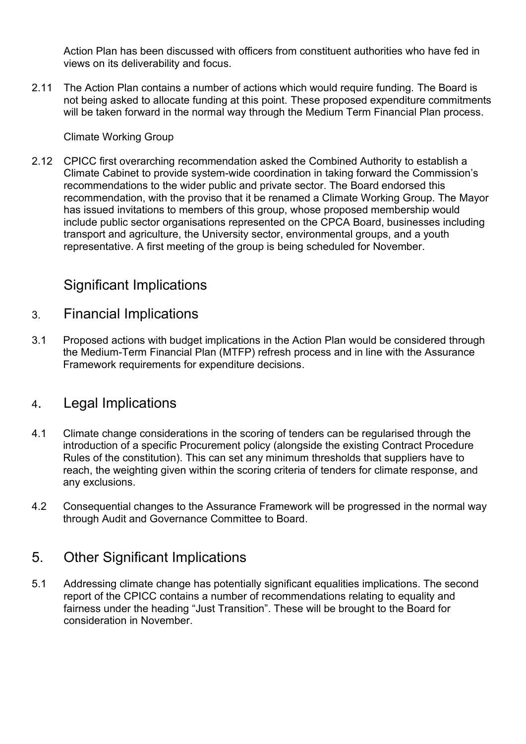Action Plan has been discussed with officers from constituent authorities who have fed in views on its deliverability and focus.

2.11 The Action Plan contains a number of actions which would require funding. The Board is not being asked to allocate funding at this point. These proposed expenditure commitments will be taken forward in the normal way through the Medium Term Financial Plan process.

Climate Working Group

2.12 CPICC first overarching recommendation asked the Combined Authority to establish a Climate Cabinet to provide system-wide coordination in taking forward the Commission's recommendations to the wider public and private sector. The Board endorsed this recommendation, with the proviso that it be renamed a Climate Working Group. The Mayor has issued invitations to members of this group, whose proposed membership would include public sector organisations represented on the CPCA Board, businesses including transport and agriculture, the University sector, environmental groups, and a youth representative. A first meeting of the group is being scheduled for November.

## Significant Implications

## 3. Financial Implications

3.1 Proposed actions with budget implications in the Action Plan would be considered through the Medium-Term Financial Plan (MTFP) refresh process and in line with the Assurance Framework requirements for expenditure decisions.

## 4. Legal Implications

4.1 Climate change considerations in the scoring of tenders can be regularised through the introduction of a specific Procurement policy (alongside the existing Contract Procedure Rules of the constitution). This can set any minimum thresholds that suppliers have to reach, the weighting given within the scoring criteria of tenders for climate response, and any exclusions.

4.2 Consequential changes to the Assurance Framework will be progressed in the normal way through Audit and Governance Committee to Board.

## 5. Other Significant Implications

5.1 Addressing climate change has potentially significant equalities implications. The second report of the CPICC contains a number of recommendations relating to equality and fairness under the heading "Just Transition". These will be brought to the Board for consideration in November.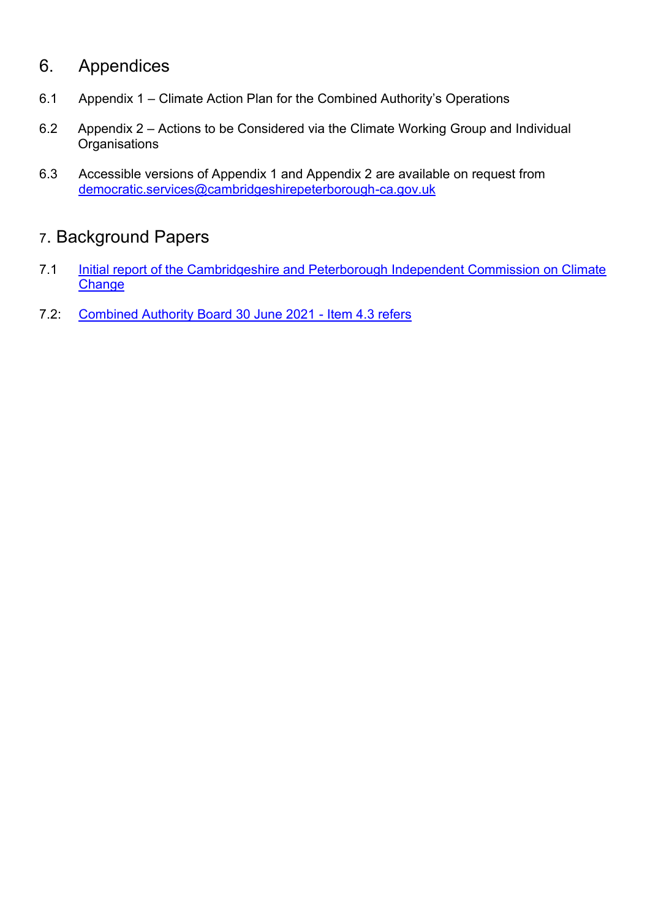## 6. Appendices

6.1 Appendix 1 – Climate Action Plan for the Combined Authority's Operations

6.2 Appendix 2 – Actions to be Considered via the Climate Working Group and Individual Organisations

6.3 Accessible versions of Appendix 1 and Appendix 2 are available on request from democratic.services@cambridgeshirepeterborough-ca.gov.uk

## 7. Background Papers

7.1 Initial report of the Cambridgeshire and Peterborough Independent Commission on Climate Change

7.2: Combined Authority Board 30 June 2021 - Item 4.3 refers